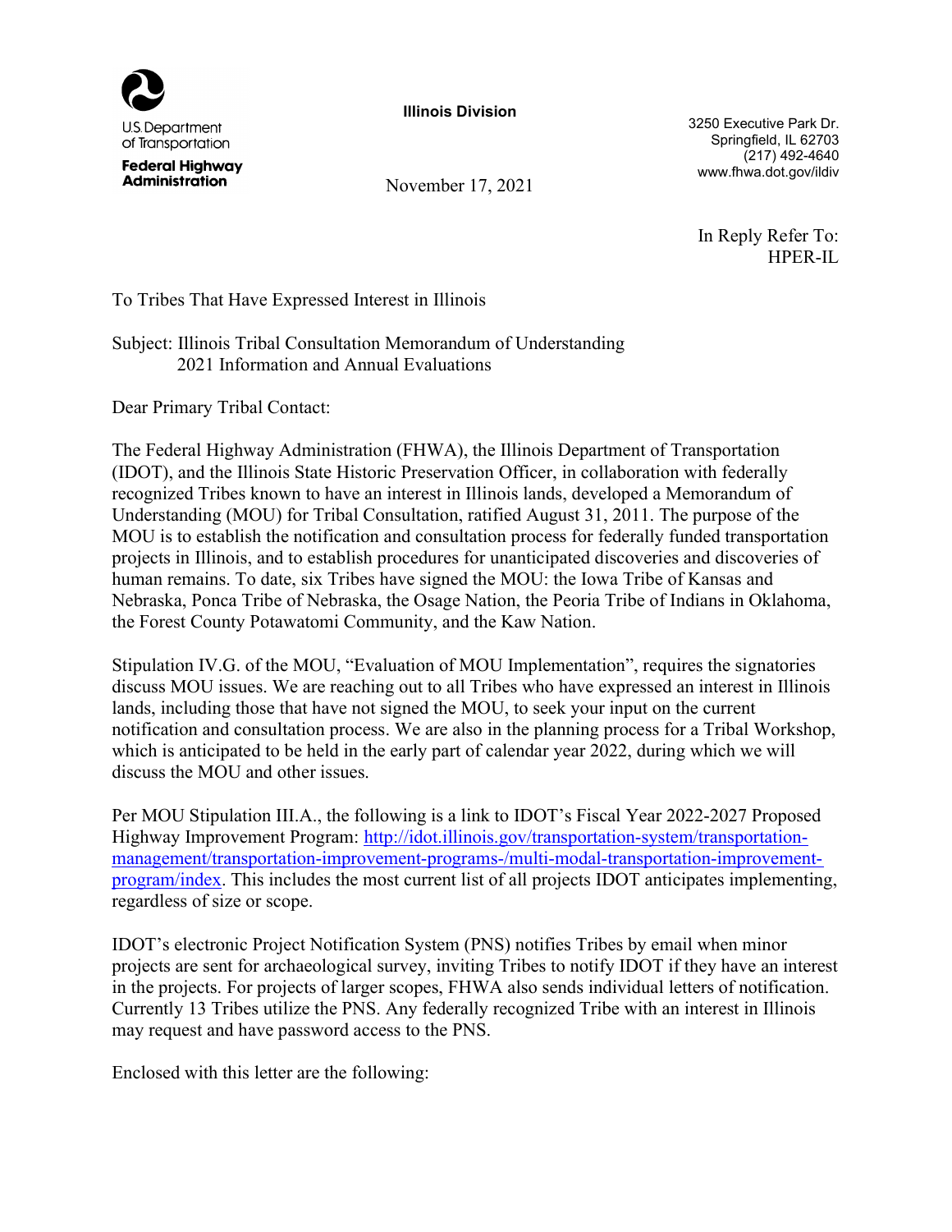U.S. Department of Transportation
**Federal Highway Administration**

**Illinois Division**

3250 Executive Park Dr.
Springfield, IL 62703
(217) 492-4640
www.fhwa.dot.gov/ildiv

November 17, 2021

In Reply Refer To:
HPER-IL

To Tribes That Have Expressed Interest in Illinois

Subject: Illinois Tribal Consultation Memorandum of Understanding
2021 Information and Annual Evaluations

Dear Primary Tribal Contact:

The Federal Highway Administration (FHWA), the Illinois Department of Transportation (IDOT), and the Illinois State Historic Preservation Officer, in collaboration with federally recognized Tribes known to have an interest in Illinois lands, developed a Memorandum of Understanding (MOU) for Tribal Consultation, ratified August 31, 2011. The purpose of the MOU is to establish the notification and consultation process for federally funded transportation projects in Illinois, and to establish procedures for unanticipated discoveries and discoveries of human remains. To date, six Tribes have signed the MOU: the Iowa Tribe of Kansas and Nebraska, Ponca Tribe of Nebraska, the Osage Nation, the Peoria Tribe of Indians in Oklahoma, the Forest County Potawatomi Community, and the Kaw Nation.

Stipulation IV.G. of the MOU, "Evaluation of MOU Implementation", requires the signatories discuss MOU issues. We are reaching out to all Tribes who have expressed an interest in Illinois lands, including those that have not signed the MOU, to seek your input on the current notification and consultation process. We are also in the planning process for a Tribal Workshop, which is anticipated to be held in the early part of calendar year 2022, during which we will discuss the MOU and other issues.

Per MOU Stipulation III.A., the following is a link to IDOT's Fiscal Year 2022-2027 Proposed Highway Improvement Program: [http://idot.illinois.gov/transportation-system/transportation-management/transportation-improvement-programs-/multi-modal-transportation-improvement-program/index](http://idot.illinois.gov/transportation-system/transportation-management/transportation-improvement-programs-/multi-modal-transportation-improvement-program/index). This includes the most current list of all projects IDOT anticipates implementing, regardless of size or scope.

IDOT's electronic Project Notification System (PNS) notifies Tribes by email when minor projects are sent for archaeological survey, inviting Tribes to notify IDOT if they have an interest in the projects. For projects of larger scopes, FHWA also sends individual letters of notification. Currently 13 Tribes utilize the PNS. Any federally recognized Tribe with an interest in Illinois may request and have password access to the PNS.

Enclosed with this letter are the following: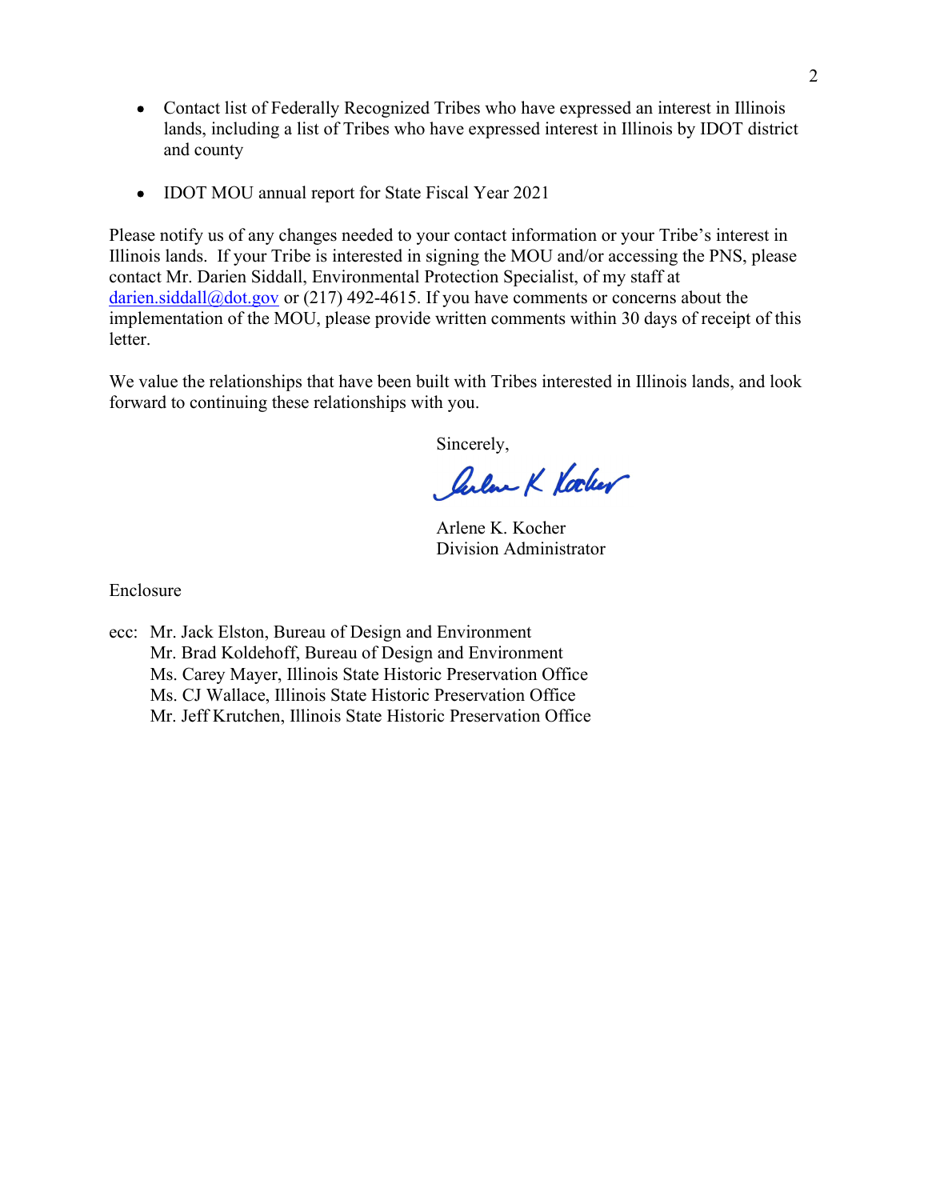- Contact list of Federally Recognized Tribes who have expressed an interest in Illinois lands, including a list of Tribes who have expressed interest in Illinois by IDOT district and county

- IDOT MOU annual report for State Fiscal Year 2021

Please notify us of any changes needed to your contact information or your Tribe's interest in Illinois lands. If your Tribe is interested in signing the MOU and/or accessing the PNS, please contact Mr. Darien Siddall, Environmental Protection Specialist, of my staff at darien.siddall@dot.gov or (217) 492-4615. If you have comments or concerns about the implementation of the MOU, please provide written comments within 30 days of receipt of this letter.

We value the relationships that have been built with Tribes interested in Illinois lands, and look forward to continuing these relationships with you.

Sincerely,

Arlene K. Kocher
Division Administrator

Enclosure

ecc: Mr. Jack Elston, Bureau of Design and Environment
Mr. Brad Koldehoff, Bureau of Design and Environment
Ms. Carey Mayer, Illinois State Historic Preservation Office
Ms. CJ Wallace, Illinois State Historic Preservation Office
Mr. Jeff Krutchen, Illinois State Historic Preservation Office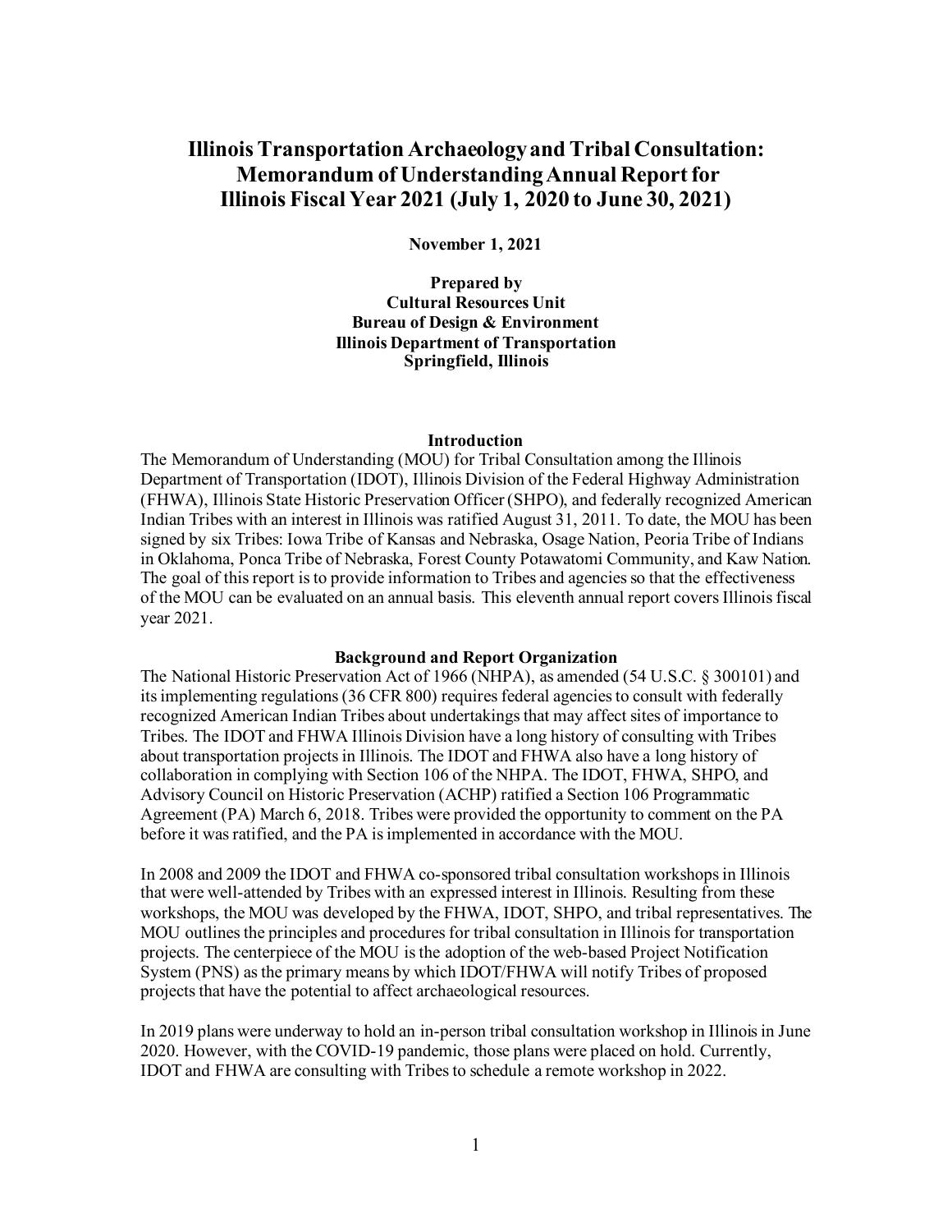# Illinois Transportation Archaeology and Tribal Consultation: Memorandum of Understanding Annual Report for Illinois Fiscal Year 2021 (July 1, 2020 to June 30, 2021)

**November 1, 2021**

**Prepared by**
**Cultural Resources Unit**
**Bureau of Design & Environment**
**Illinois Department of Transportation**
**Springfield, Illinois**

## Introduction

The Memorandum of Understanding (MOU) for Tribal Consultation among the Illinois Department of Transportation (IDOT), Illinois Division of the Federal Highway Administration (FHWA), Illinois State Historic Preservation Officer (SHPO), and federally recognized American Indian Tribes with an interest in Illinois was ratified August 31, 2011. To date, the MOU has been signed by six Tribes: Iowa Tribe of Kansas and Nebraska, Osage Nation, Peoria Tribe of Indians in Oklahoma, Ponca Tribe of Nebraska, Forest County Potawatomi Community, and Kaw Nation. The goal of this report is to provide information to Tribes and agencies so that the effectiveness of the MOU can be evaluated on an annual basis. This eleventh annual report covers Illinois fiscal year 2021.

## Background and Report Organization

The National Historic Preservation Act of 1966 (NHPA), as amended (54 U.S.C. § 300101) and its implementing regulations (36 CFR 800) requires federal agencies to consult with federally recognized American Indian Tribes about undertakings that may affect sites of importance to Tribes. The IDOT and FHWA Illinois Division have a long history of consulting with Tribes about transportation projects in Illinois. The IDOT and FHWA also have a long history of collaboration in complying with Section 106 of the NHPA. The IDOT, FHWA, SHPO, and Advisory Council on Historic Preservation (ACHP) ratified a Section 106 Programmatic Agreement (PA) March 6, 2018. Tribes were provided the opportunity to comment on the PA before it was ratified, and the PA is implemented in accordance with the MOU.

In 2008 and 2009 the IDOT and FHWA co-sponsored tribal consultation workshops in Illinois that were well-attended by Tribes with an expressed interest in Illinois. Resulting from these workshops, the MOU was developed by the FHWA, IDOT, SHPO, and tribal representatives. The MOU outlines the principles and procedures for tribal consultation in Illinois for transportation projects. The centerpiece of the MOU is the adoption of the web-based Project Notification System (PNS) as the primary means by which IDOT/FHWA will notify Tribes of proposed projects that have the potential to affect archaeological resources.

In 2019 plans were underway to hold an in-person tribal consultation workshop in Illinois in June 2020. However, with the COVID-19 pandemic, those plans were placed on hold. Currently, IDOT and FHWA are consulting with Tribes to schedule a remote workshop in 2022.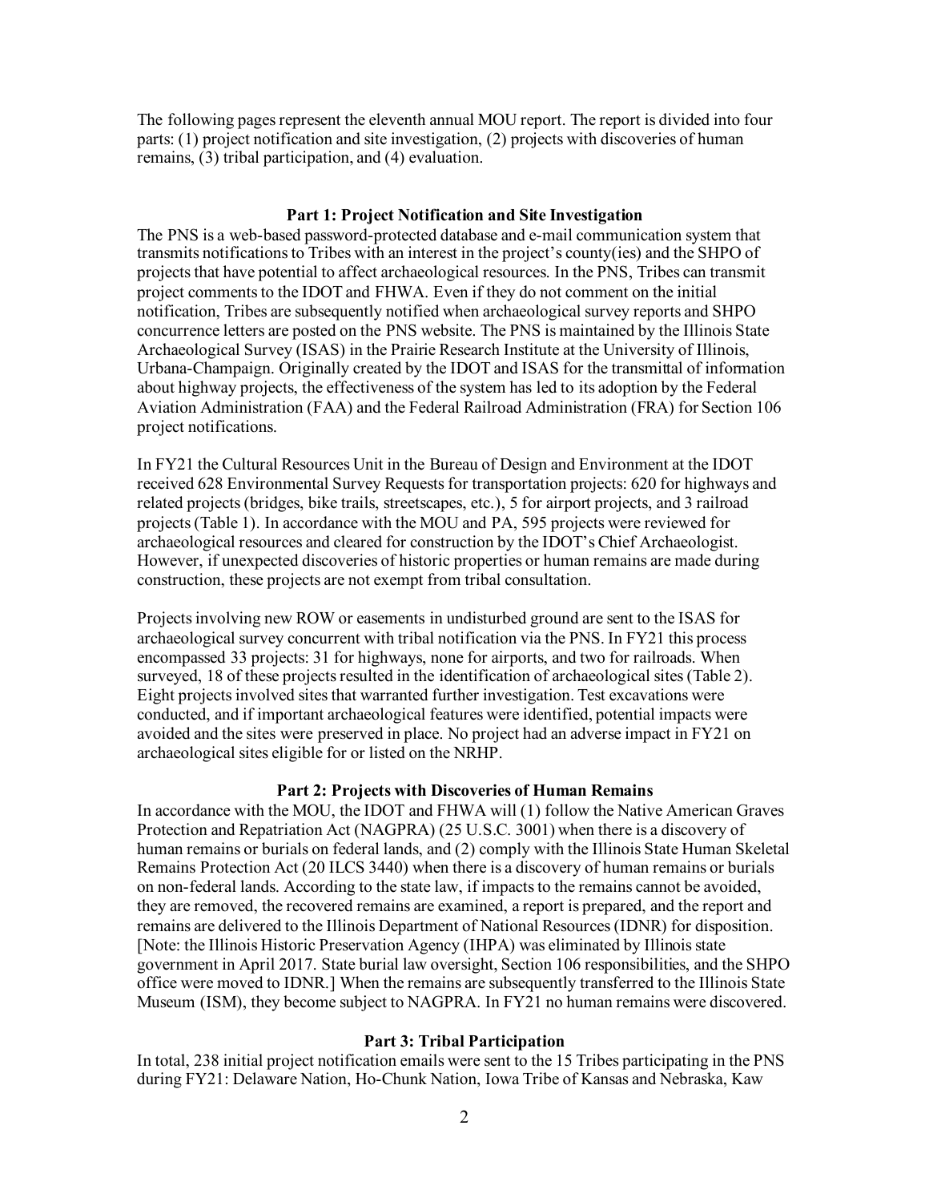The following pages represent the eleventh annual MOU report. The report is divided into four parts: (1) project notification and site investigation, (2) projects with discoveries of human remains, (3) tribal participation, and (4) evaluation.

## Part 1: Project Notification and Site Investigation

The PNS is a web-based password-protected database and e-mail communication system that transmits notifications to Tribes with an interest in the project's county(ies) and the SHPO of projects that have potential to affect archaeological resources. In the PNS, Tribes can transmit project comments to the IDOT and FHWA. Even if they do not comment on the initial notification, Tribes are subsequently notified when archaeological survey reports and SHPO concurrence letters are posted on the PNS website. The PNS is maintained by the Illinois State Archaeological Survey (ISAS) in the Prairie Research Institute at the University of Illinois, Urbana-Champaign. Originally created by the IDOT and ISAS for the transmittal of information about highway projects, the effectiveness of the system has led to its adoption by the Federal Aviation Administration (FAA) and the Federal Railroad Administration (FRA) for Section 106 project notifications.

In FY21 the Cultural Resources Unit in the Bureau of Design and Environment at the IDOT received 628 Environmental Survey Requests for transportation projects: 620 for highways and related projects (bridges, bike trails, streetscapes, etc.), 5 for airport projects, and 3 railroad projects (Table 1). In accordance with the MOU and PA, 595 projects were reviewed for archaeological resources and cleared for construction by the IDOT's Chief Archaeologist. However, if unexpected discoveries of historic properties or human remains are made during construction, these projects are not exempt from tribal consultation.

Projects involving new ROW or easements in undisturbed ground are sent to the ISAS for archaeological survey concurrent with tribal notification via the PNS. In FY21 this process encompassed 33 projects: 31 for highways, none for airports, and two for railroads. When surveyed, 18 of these projects resulted in the identification of archaeological sites (Table 2). Eight projects involved sites that warranted further investigation. Test excavations were conducted, and if important archaeological features were identified, potential impacts were avoided and the sites were preserved in place. No project had an adverse impact in FY21 on archaeological sites eligible for or listed on the NRHP.

## Part 2: Projects with Discoveries of Human Remains

In accordance with the MOU, the IDOT and FHWA will (1) follow the Native American Graves Protection and Repatriation Act (NAGPRA) (25 U.S.C. 3001) when there is a discovery of human remains or burials on federal lands, and (2) comply with the Illinois State Human Skeletal Remains Protection Act (20 ILCS 3440) when there is a discovery of human remains or burials on non-federal lands. According to the state law, if impacts to the remains cannot be avoided, they are removed, the recovered remains are examined, a report is prepared, and the report and remains are delivered to the Illinois Department of National Resources (IDNR) for disposition. [Note: the Illinois Historic Preservation Agency (IHPA) was eliminated by Illinois state government in April 2017. State burial law oversight, Section 106 responsibilities, and the SHPO office were moved to IDNR.] When the remains are subsequently transferred to the Illinois State Museum (ISM), they become subject to NAGPRA. In FY21 no human remains were discovered.

## Part 3: Tribal Participation

In total, 238 initial project notification emails were sent to the 15 Tribes participating in the PNS during FY21: Delaware Nation, Ho-Chunk Nation, Iowa Tribe of Kansas and Nebraska, Kaw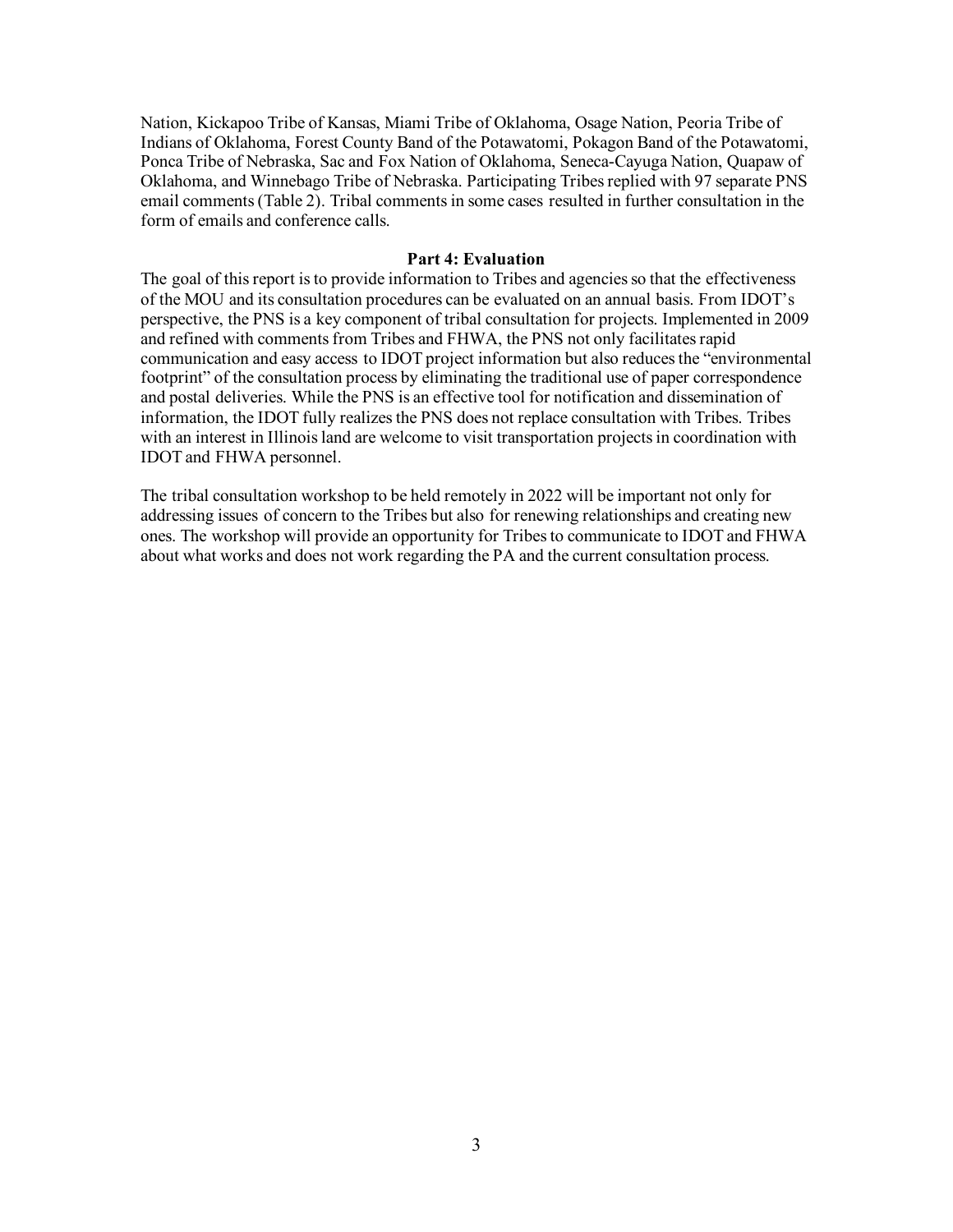Nation, Kickapoo Tribe of Kansas, Miami Tribe of Oklahoma, Osage Nation, Peoria Tribe of Indians of Oklahoma, Forest County Band of the Potawatomi, Pokagon Band of the Potawatomi, Ponca Tribe of Nebraska, Sac and Fox Nation of Oklahoma, Seneca-Cayuga Nation, Quapaw of Oklahoma, and Winnebago Tribe of Nebraska. Participating Tribes replied with 97 separate PNS email comments (Table 2). Tribal comments in some cases resulted in further consultation in the form of emails and conference calls.

## Part 4: Evaluation

The goal of this report is to provide information to Tribes and agencies so that the effectiveness of the MOU and its consultation procedures can be evaluated on an annual basis. From IDOT's perspective, the PNS is a key component of tribal consultation for projects. Implemented in 2009 and refined with comments from Tribes and FHWA, the PNS not only facilitates rapid communication and easy access to IDOT project information but also reduces the "environmental footprint" of the consultation process by eliminating the traditional use of paper correspondence and postal deliveries. While the PNS is an effective tool for notification and dissemination of information, the IDOT fully realizes the PNS does not replace consultation with Tribes. Tribes with an interest in Illinois land are welcome to visit transportation projects in coordination with IDOT and FHWA personnel.

The tribal consultation workshop to be held remotely in 2022 will be important not only for addressing issues of concern to the Tribes but also for renewing relationships and creating new ones. The workshop will provide an opportunity for Tribes to communicate to IDOT and FHWA about what works and does not work regarding the PA and the current consultation process.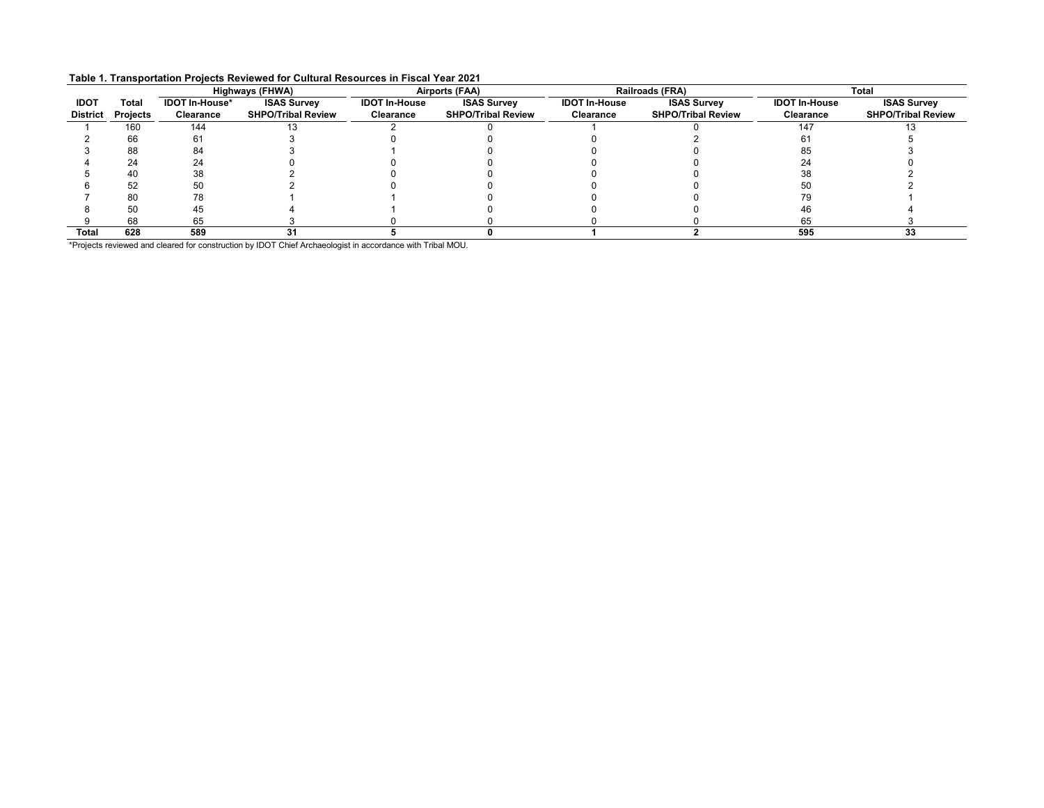**Table 1. Transportation Projects Reviewed for Cultural Resources in Fiscal Year 2021**

| | | Highways (FHWA) | | Airports (FAA) | | Railroads (FRA) | | Total | |
|---|---|---|---|---|---|---|---|---|---|
| **IDOT District** | **Total Projects** | **IDOT In-House* Clearance** | **ISAS Survey SHPO/Tribal Review** | **IDOT In-House Clearance** | **ISAS Survey SHPO/Tribal Review** | **IDOT In-House Clearance** | **ISAS Survey SHPO/Tribal Review** | **IDOT In-House Clearance** | **ISAS Survey SHPO/Tribal Review** |
| 1 | 160 | 144 | 13 | 2 | 0 | 1 | 0 | 147 | 13 |
| 2 | 66 | 61 | 3 | 0 | 0 | 0 | 2 | 61 | 5 |
| 3 | 88 | 84 | 3 | 1 | 0 | 0 | 0 | 85 | 3 |
| 4 | 24 | 24 | 0 | 0 | 0 | 0 | 0 | 24 | 0 |
| 5 | 40 | 38 | 2 | 0 | 0 | 0 | 0 | 38 | 2 |
| 6 | 52 | 50 | 2 | 0 | 0 | 0 | 0 | 50 | 2 |
| 7 | 80 | 78 | 1 | 1 | 0 | 0 | 0 | 79 | 1 |
| 8 | 50 | 45 | 4 | 1 | 0 | 0 | 0 | 46 | 4 |
| 9 | 68 | 65 | 3 | 0 | 0 | 0 | 0 | 65 | 3 |
| **Total** | **628** | **589** | **31** | **5** | **0** | **1** | **2** | **595** | **33** |

*Projects reviewed and cleared for construction by IDOT Chief Archaeologist in accordance with Tribal MOU.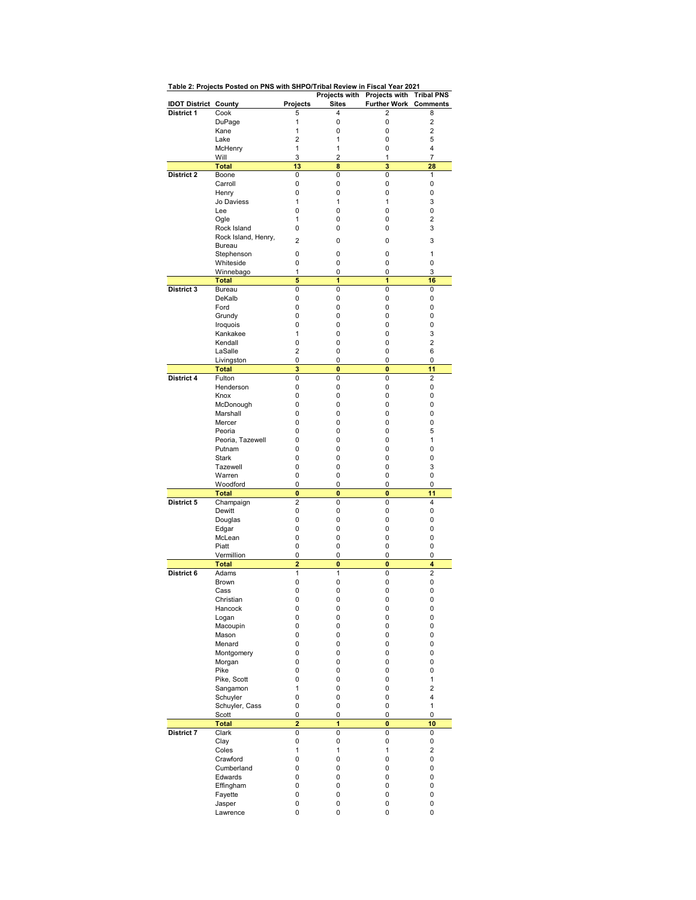**Table 2: Projects Posted on PNS with SHPO/Tribal Review in Fiscal Year 2021**

| IDOT District | County | Projects | Projects with Sites | Projects with Further Work | Tribal PNS Comments |
|---|---|---|---|---|---|
| District 1 | Cook | 5 | 4 | 2 | 8 |
| | DuPage | 1 | 0 | 0 | 2 |
| | Kane | 1 | 0 | 0 | 2 |
| | Lake | 2 | 1 | 0 | 5 |
| | McHenry | 1 | 1 | 0 | 4 |
| | Will | 3 | 2 | 1 | 7 |
| | **Total** | **13** | **8** | **3** | **28** |
| District 2 | Boone | 0 | 0 | 0 | 1 |
| | Carroll | 0 | 0 | 0 | 0 |
| | Henry | 0 | 0 | 0 | 0 |
| | Jo Daviess | 1 | 1 | 1 | 3 |
| | Lee | 0 | 0 | 0 | 0 |
| | Ogle | 1 | 0 | 0 | 2 |
| | Rock Island | 0 | 0 | 0 | 3 |
| | Rock Island, Henry, Bureau | 2 | 0 | 0 | 3 |
| | Stephenson | 0 | 0 | 0 | 1 |
| | Whiteside | 0 | 0 | 0 | 0 |
| | Winnebago | 1 | 0 | 0 | 3 |
| | **Total** | **5** | **1** | **1** | **16** |
| District 3 | Bureau | 0 | 0 | 0 | 0 |
| | DeKalb | 0 | 0 | 0 | 0 |
| | Ford | 0 | 0 | 0 | 0 |
| | Grundy | 0 | 0 | 0 | 0 |
| | Iroquois | 0 | 0 | 0 | 0 |
| | Kankakee | 1 | 0 | 0 | 3 |
| | Kendall | 0 | 0 | 0 | 2 |
| | LaSalle | 2 | 0 | 0 | 6 |
| | Livingston | 0 | 0 | 0 | 0 |
| | **Total** | **3** | **0** | **0** | **11** |
| District 4 | Fulton | 0 | 0 | 0 | 2 |
| | Henderson | 0 | 0 | 0 | 0 |
| | Knox | 0 | 0 | 0 | 0 |
| | McDonough | 0 | 0 | 0 | 0 |
| | Marshall | 0 | 0 | 0 | 0 |
| | Mercer | 0 | 0 | 0 | 0 |
| | Peoria | 0 | 0 | 0 | 5 |
| | Peoria, Tazewell | 0 | 0 | 0 | 1 |
| | Putnam | 0 | 0 | 0 | 0 |
| | Stark | 0 | 0 | 0 | 0 |
| | Tazewell | 0 | 0 | 0 | 3 |
| | Warren | 0 | 0 | 0 | 0 |
| | Woodford | 0 | 0 | 0 | 0 |
| | **Total** | **0** | **0** | **0** | **11** |
| District 5 | Champaign | 2 | 0 | 0 | 4 |
| | Dewitt | 0 | 0 | 0 | 0 |
| | Douglas | 0 | 0 | 0 | 0 |
| | Edgar | 0 | 0 | 0 | 0 |
| | McLean | 0 | 0 | 0 | 0 |
| | Piatt | 0 | 0 | 0 | 0 |
| | Vermillion | 0 | 0 | 0 | 0 |
| | **Total** | **2** | **0** | **0** | **4** |
| District 6 | Adams | 1 | 1 | 0 | 2 |
| | Brown | 0 | 0 | 0 | 0 |
| | Cass | 0 | 0 | 0 | 0 |
| | Christian | 0 | 0 | 0 | 0 |
| | Hancock | 0 | 0 | 0 | 0 |
| | Logan | 0 | 0 | 0 | 0 |
| | Macoupin | 0 | 0 | 0 | 0 |
| | Mason | 0 | 0 | 0 | 0 |
| | Menard | 0 | 0 | 0 | 0 |
| | Montgomery | 0 | 0 | 0 | 0 |
| | Morgan | 0 | 0 | 0 | 0 |
| | Pike | 0 | 0 | 0 | 0 |
| | Pike, Scott | 0 | 0 | 0 | 1 |
| | Sangamon | 1 | 0 | 0 | 2 |
| | Schuyler | 0 | 0 | 0 | 4 |
| | Schuyler, Cass | 0 | 0 | 0 | 1 |
| | Scott | 0 | 0 | 0 | 0 |
| | **Total** | **2** | **1** | **0** | **10** |
| District 7 | Clark | 0 | 0 | 0 | 0 |
| | Clay | 0 | 0 | 0 | 0 |
| | Coles | 1 | 1 | 1 | 2 |
| | Crawford | 0 | 0 | 0 | 0 |
| | Cumberland | 0 | 0 | 0 | 0 |
| | Edwards | 0 | 0 | 0 | 0 |
| | Effingham | 0 | 0 | 0 | 0 |
| | Fayette | 0 | 0 | 0 | 0 |
| | Jasper | 0 | 0 | 0 | 0 |
| | Lawrence | 0 | 0 | 0 | 0 |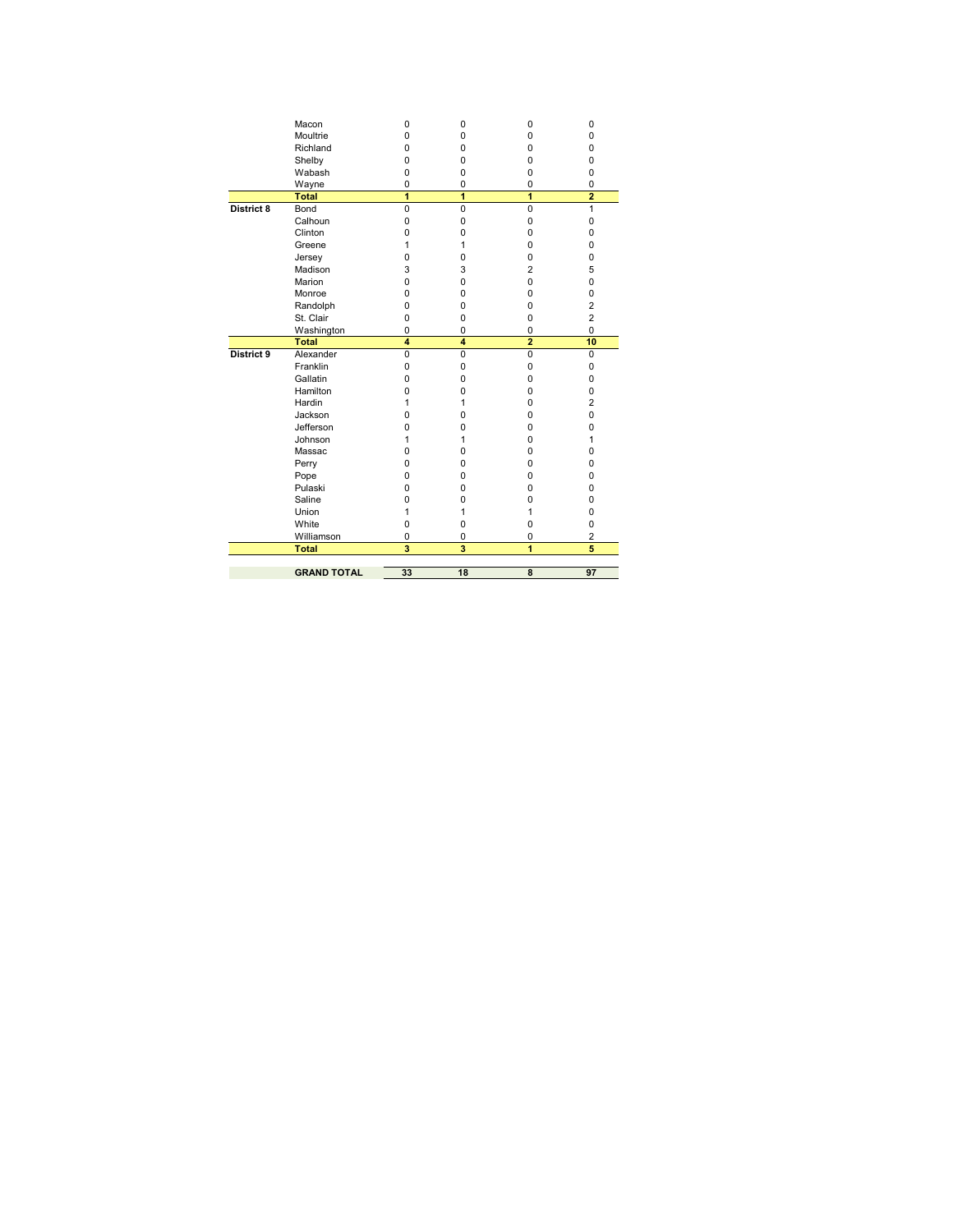| | | | | | |
|---|---|---|---|---|---|
| | Macon | 0 | 0 | 0 | 0 |
| | Moultrie | 0 | 0 | 0 | 0 |
| | Richland | 0 | 0 | 0 | 0 |
| | Shelby | 0 | 0 | 0 | 0 |
| | Wabash | 0 | 0 | 0 | 0 |
| | Wayne | 0 | 0 | 0 | 0 |
| | **Total** | **1** | **1** | **1** | **2** |
| **District 8** | Bond | 0 | 0 | 0 | 1 |
| | Calhoun | 0 | 0 | 0 | 0 |
| | Clinton | 0 | 0 | 0 | 0 |
| | Greene | 1 | 1 | 0 | 0 |
| | Jersey | 0 | 0 | 0 | 0 |
| | Madison | 3 | 3 | 2 | 5 |
| | Marion | 0 | 0 | 0 | 0 |
| | Monroe | 0 | 0 | 0 | 0 |
| | Randolph | 0 | 0 | 0 | 2 |
| | St. Clair | 0 | 0 | 0 | 2 |
| | Washington | 0 | 0 | 0 | 0 |
| | **Total** | **4** | **4** | **2** | **10** |
| **District 9** | Alexander | 0 | 0 | 0 | 0 |
| | Franklin | 0 | 0 | 0 | 0 |
| | Gallatin | 0 | 0 | 0 | 0 |
| | Hamilton | 0 | 0 | 0 | 0 |
| | Hardin | 1 | 1 | 0 | 2 |
| | Jackson | 0 | 0 | 0 | 0 |
| | Jefferson | 0 | 0 | 0 | 0 |
| | Johnson | 1 | 1 | 0 | 1 |
| | Massac | 0 | 0 | 0 | 0 |
| | Perry | 0 | 0 | 0 | 0 |
| | Pope | 0 | 0 | 0 | 0 |
| | Pulaski | 0 | 0 | 0 | 0 |
| | Saline | 0 | 0 | 0 | 0 |
| | Union | 1 | 1 | 1 | 0 |
| | White | 0 | 0 | 0 | 0 |
| | Williamson | 0 | 0 | 0 | 2 |
| | **Total** | **3** | **3** | **1** | **5** |
| | | | | | |
| | **GRAND TOTAL** | **33** | **18** | **8** | **97** |